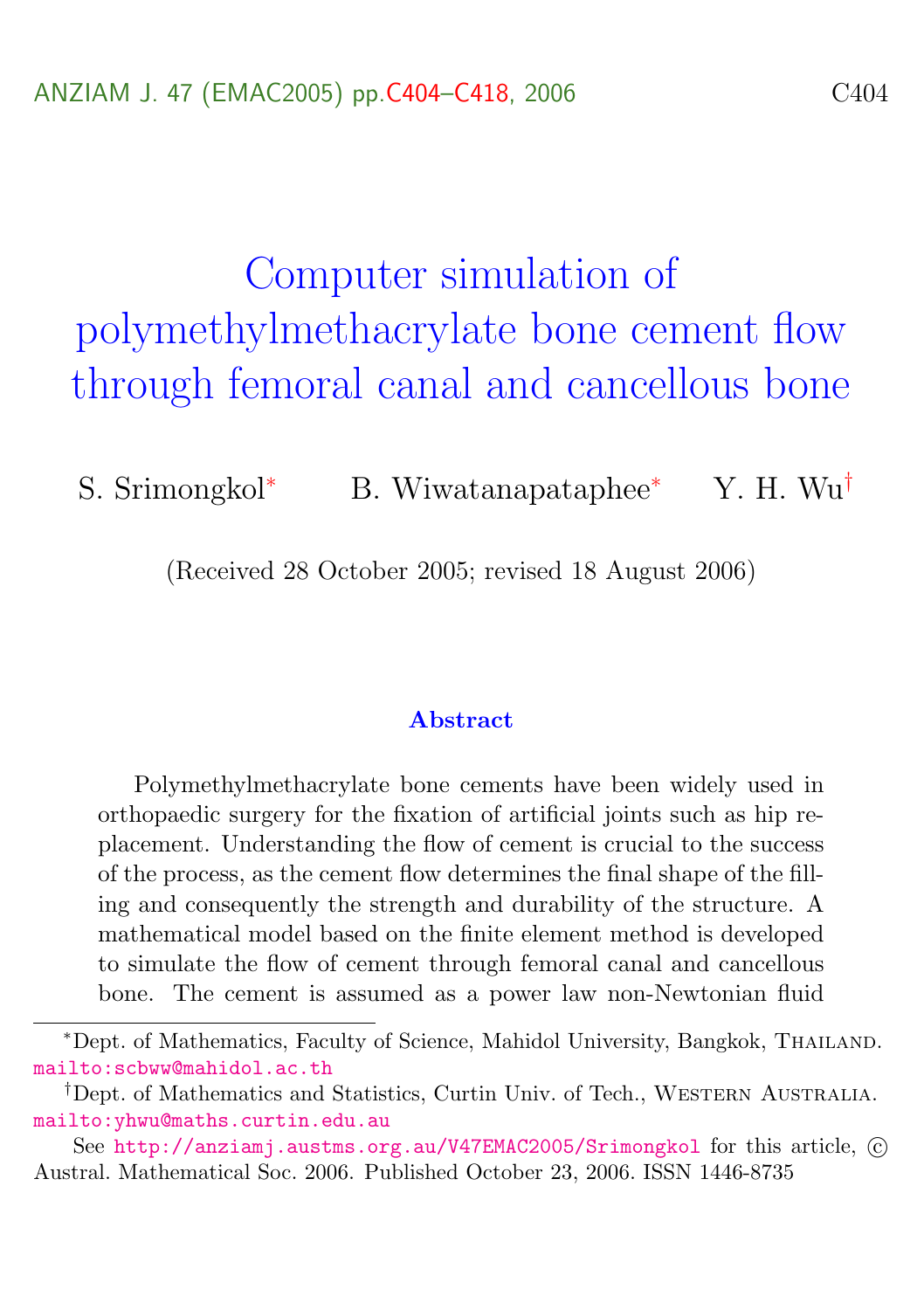# Computer simulation of polymethylmethacrylate bone cement flow through femoral canal and cancellous bone

S. Srimongkol[*] B. Wiwatanapataphee[*] Y. H. Wu[†]

(Received 28 October 2005; revised 18 August 2006)

### Abstract

Polymethylmethacrylate bone cements have been widely used in orthopaedic surgery for the fixation of artificial joints such as hip replacement. Understanding the flow of cement is crucial to the success of the process, as the cement flow determines the final shape of the filling and consequently the strength and durability of the structure. A mathematical model based on the finite element method is developed to simulate the flow of cement through femoral canal and cancellous bone. The cement is assumed as a power law non-Newtonian fluid

---

[*] Dept. of Mathematics, Faculty of Science, Mahidol University, Bangkok, Thailand. mailto:scbww@mahidol.ac.th

[†] Dept. of Mathematics and Statistics, Curtin Univ. of Tech., Western Australia. mailto:yhwu@maths.curtin.edu.au

See http://anziamj.austms.org.au/V47EMAC2005/Srimongkol for this article, © Austral. Mathematical Soc. 2006. Published October 23, 2006. ISSN 1446-8735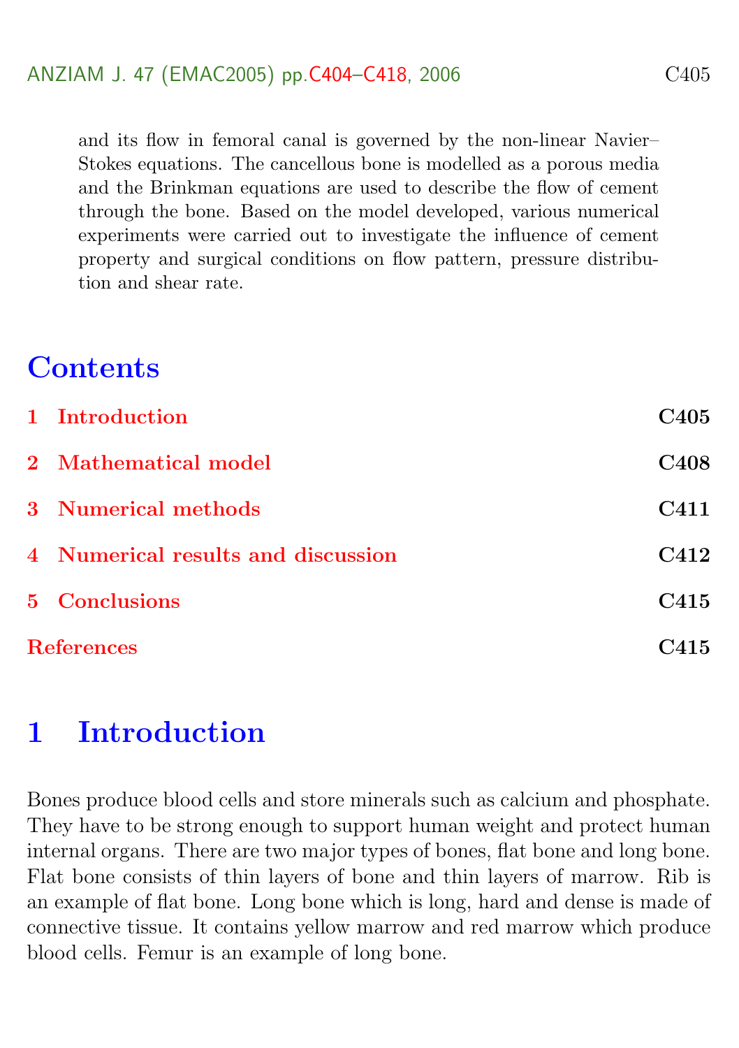and its flow in femoral canal is governed by the non-linear Navier–Stokes equations. The cancellous bone is modelled as a porous media and the Brinkman equations are used to describe the flow of cement through the bone. Based on the model developed, various numerical experiments were carried out to investigate the influence of cement property and surgical conditions on flow pattern, pressure distribution and shear rate.

## Contents

| | |
|---|---|
| **1 Introduction** | **C405** |
| **2 Mathematical model** | **C408** |
| **3 Numerical methods** | **C411** |
| **4 Numerical results and discussion** | **C412** |
| **5 Conclusions** | **C415** |
| **References** | **C415** |

## 1 Introduction

Bones produce blood cells and store minerals such as calcium and phosphate. They have to be strong enough to support human weight and protect human internal organs. There are two major types of bones, flat bone and long bone. Flat bone consists of thin layers of bone and thin layers of marrow. Rib is an example of flat bone. Long bone which is long, hard and dense is made of connective tissue. It contains yellow marrow and red marrow which produce blood cells. Femur is an example of long bone.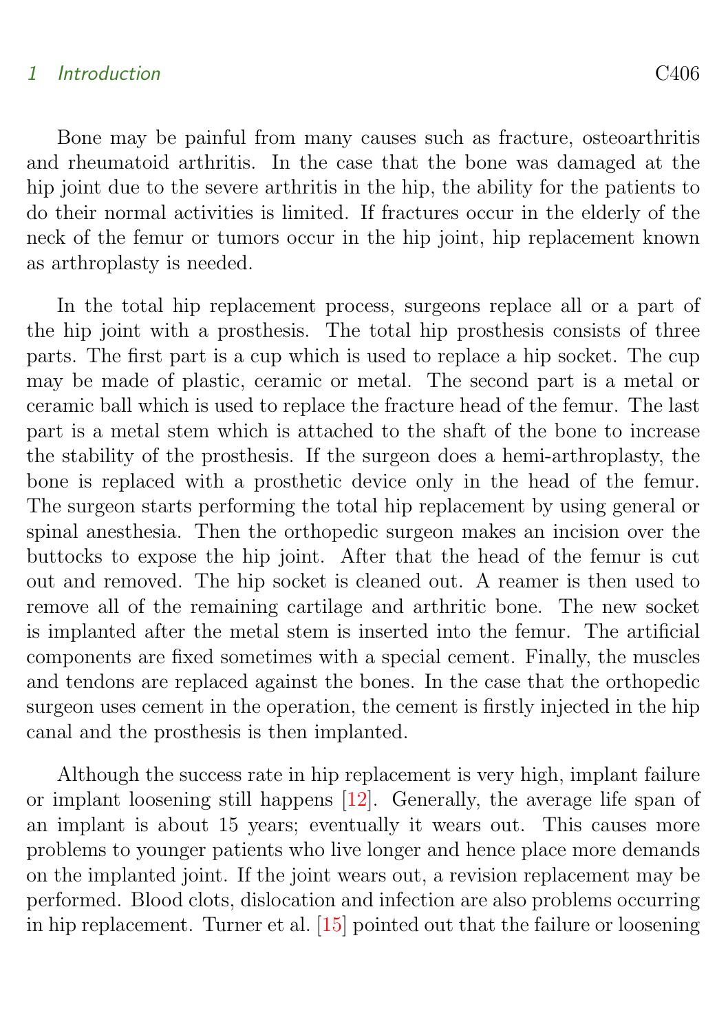Bone may be painful from many causes such as fracture, osteoarthritis and rheumatoid arthritis. In the case that the bone was damaged at the hip joint due to the severe arthritis in the hip, the ability for the patients to do their normal activities is limited. If fractures occur in the elderly of the neck of the femur or tumors occur in the hip joint, hip replacement known as arthroplasty is needed.

In the total hip replacement process, surgeons replace all or a part of the hip joint with a prosthesis. The total hip prosthesis consists of three parts. The first part is a cup which is used to replace a hip socket. The cup may be made of plastic, ceramic or metal. The second part is a metal or ceramic ball which is used to replace the fracture head of the femur. The last part is a metal stem which is attached to the shaft of the bone to increase the stability of the prosthesis. If the surgeon does a hemi-arthroplasty, the bone is replaced with a prosthetic device only in the head of the femur. The surgeon starts performing the total hip replacement by using general or spinal anesthesia. Then the orthopedic surgeon makes an incision over the buttocks to expose the hip joint. After that the head of the femur is cut out and removed. The hip socket is cleaned out. A reamer is then used to remove all of the remaining cartilage and arthritic bone. The new socket is implanted after the metal stem is inserted into the femur. The artificial components are fixed sometimes with a special cement. Finally, the muscles and tendons are replaced against the bones. In the case that the orthopedic surgeon uses cement in the operation, the cement is firstly injected in the hip canal and the prosthesis is then implanted.

Although the success rate in hip replacement is very high, implant failure or implant loosening still happens [12]. Generally, the average life span of an implant is about 15 years; eventually it wears out. This causes more problems to younger patients who live longer and hence place more demands on the implanted joint. If the joint wears out, a revision replacement may be performed. Blood clots, dislocation and infection are also problems occurring in hip replacement. Turner et al. [15] pointed out that the failure or loosening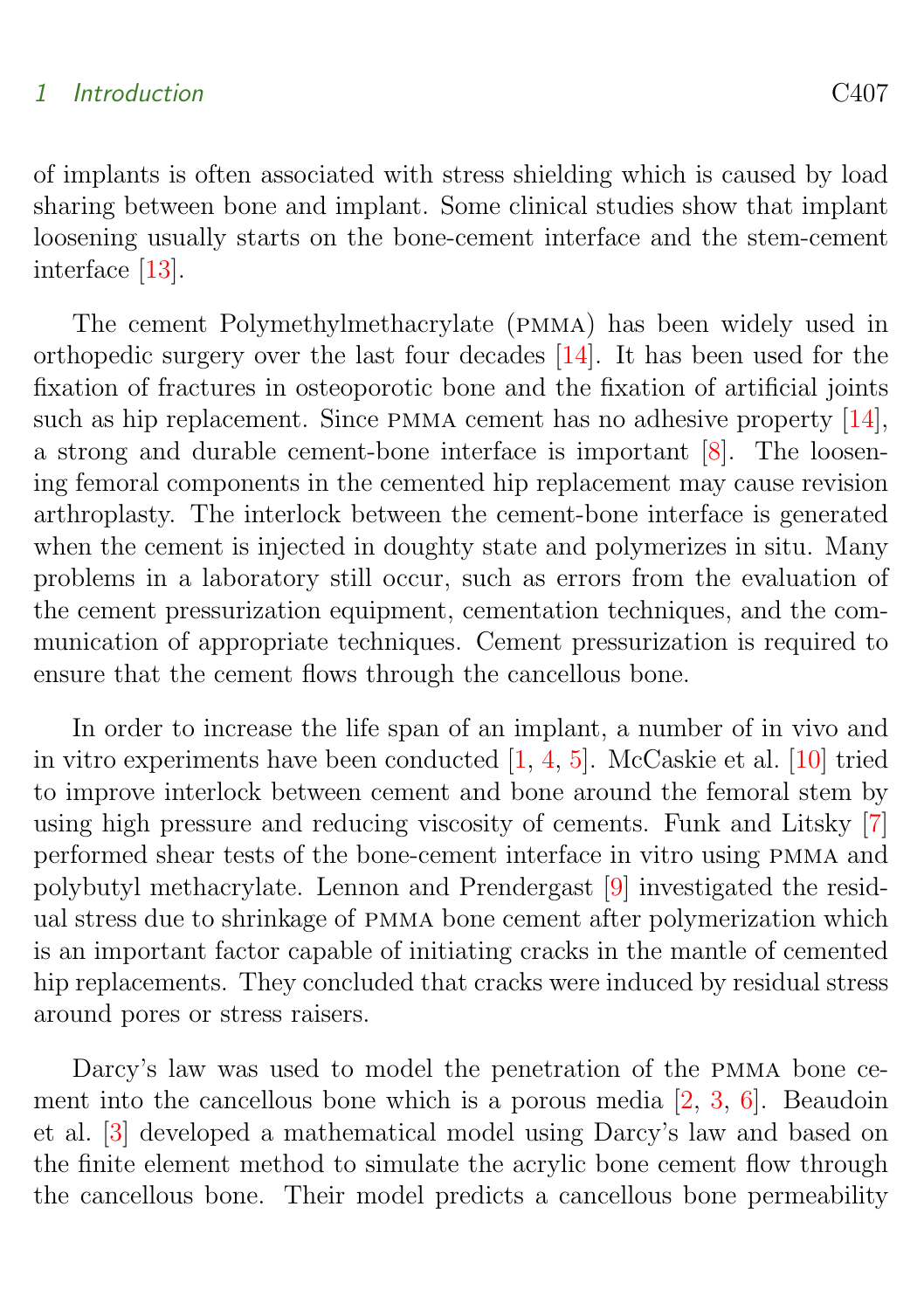of implants is often associated with stress shielding which is caused by load sharing between bone and implant. Some clinical studies show that implant loosening usually starts on the bone-cement interface and the stem-cement interface [13].

The cement Polymethylmethacrylate (PMMA) has been widely used in orthopedic surgery over the last four decades [14]. It has been used for the fixation of fractures in osteoporotic bone and the fixation of artificial joints such as hip replacement. Since PMMA cement has no adhesive property [14], a strong and durable cement-bone interface is important [8]. The loosening femoral components in the cemented hip replacement may cause revision arthroplasty. The interlock between the cement-bone interface is generated when the cement is injected in doughty state and polymerizes in situ. Many problems in a laboratory still occur, such as errors from the evaluation of the cement pressurization equipment, cementation techniques, and the communication of appropriate techniques. Cement pressurization is required to ensure that the cement flows through the cancellous bone.

In order to increase the life span of an implant, a number of in vivo and in vitro experiments have been conducted [1, 4, 5]. McCaskie et al. [10] tried to improve interlock between cement and bone around the femoral stem by using high pressure and reducing viscosity of cements. Funk and Litsky [7] performed shear tests of the bone-cement interface in vitro using PMMA and polybutyl methacrylate. Lennon and Prendergast [9] investigated the residual stress due to shrinkage of PMMA bone cement after polymerization which is an important factor capable of initiating cracks in the mantle of cemented hip replacements. They concluded that cracks were induced by residual stress around pores or stress raisers.

Darcy's law was used to model the penetration of the PMMA bone cement into the cancellous bone which is a porous media [2, 3, 6]. Beaudoin et al. [3] developed a mathematical model using Darcy's law and based on the finite element method to simulate the acrylic bone cement flow through the cancellous bone. Their model predicts a cancellous bone permeability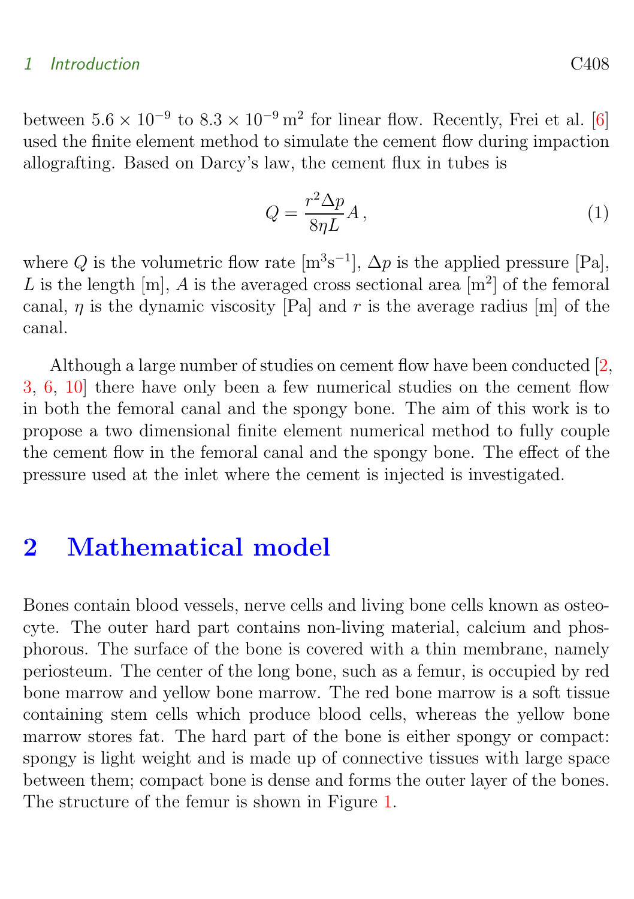between $5.6 \times 10^{-9}$ to $8.3 \times 10^{-9}\,\mathrm{m}^2$ for linear flow. Recently, Frei et al. [6] used the finite element method to simulate the cement flow during impaction allografting. Based on Darcy's law, the cement flux in tubes is

$$Q = \frac{r^2 \Delta p}{8 \eta L} A \,, \tag{1}$$

where $Q$ is the volumetric flow rate [$\mathrm{m}^3\mathrm{s}^{-1}$], $\Delta p$ is the applied pressure [Pa], $L$ is the length [m], $A$ is the averaged cross sectional area [$\mathrm{m}^2$] of the femoral canal, $\eta$ is the dynamic viscosity [Pa] and $r$ is the average radius [m] of the canal.

Although a large number of studies on cement flow have been conducted [2, 3, 6, 10] there have only been a few numerical studies on the cement flow in both the femoral canal and the spongy bone. The aim of this work is to propose a two dimensional finite element numerical method to fully couple the cement flow in the femoral canal and the spongy bone. The effect of the pressure used at the inlet where the cement is injected is investigated.

## 2 Mathematical model

Bones contain blood vessels, nerve cells and living bone cells known as osteocyte. The outer hard part contains non-living material, calcium and phosphorous. The surface of the bone is covered with a thin membrane, namely periosteum. The center of the long bone, such as a femur, is occupied by red bone marrow and yellow bone marrow. The red bone marrow is a soft tissue containing stem cells which produce blood cells, whereas the yellow bone marrow stores fat. The hard part of the bone is either spongy or compact: spongy is light weight and is made up of connective tissues with large space between them; compact bone is dense and forms the outer layer of the bones. The structure of the femur is shown in Figure 1.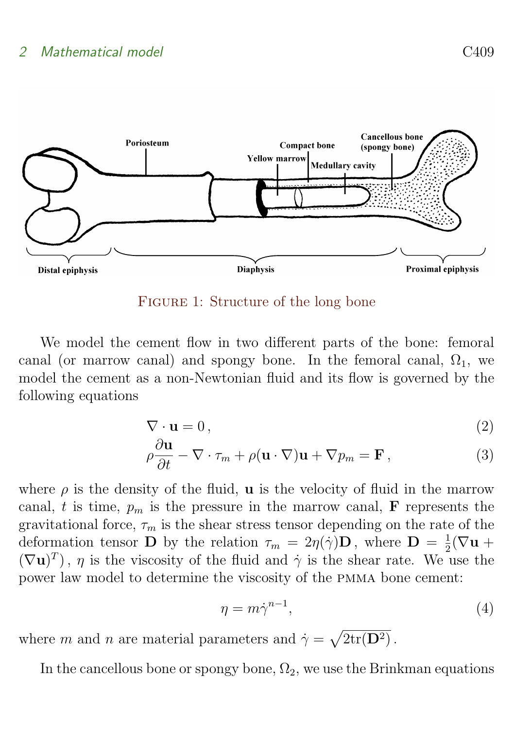Figure 1: Structure of the long bone

We model the cement flow in two different parts of the bone: femoral canal (or marrow canal) and spongy bone. In the femoral canal, $\Omega_1$, we model the cement as a non-Newtonian fluid and its flow is governed by the following equations

$$\nabla \cdot \mathbf{u} = 0\,, \tag{2}$$

$$\rho\frac{\partial \mathbf{u}}{\partial t} - \nabla \cdot \tau_m + \rho(\mathbf{u}\cdot\nabla)\mathbf{u} + \nabla p_m = \mathbf{F}\,, \tag{3}$$

where $\rho$ is the density of the fluid, $\mathbf{u}$ is the velocity of fluid in the marrow canal, $t$ is time, $p_m$ is the pressure in the marrow canal, $\mathbf{F}$ represents the gravitational force, $\tau_m$ is the shear stress tensor depending on the rate of the deformation tensor $\mathbf{D}$ by the relation $\tau_m = 2\eta(\dot\gamma)\mathbf{D}$, where $\mathbf{D} = \frac{1}{2}(\nabla\mathbf{u} + (\nabla\mathbf{u})^T)$, $\eta$ is the viscosity of the fluid and $\dot\gamma$ is the shear rate. We use the power law model to determine the viscosity of the PMMA bone cement:

$$\eta = m\dot\gamma^{n-1}, \tag{4}$$

where $m$ and $n$ are material parameters and $\dot\gamma = \sqrt{2\mathrm{tr}(\mathbf{D}^2)}$.

In the cancellous bone or spongy bone, $\Omega_2$, we use the Brinkman equations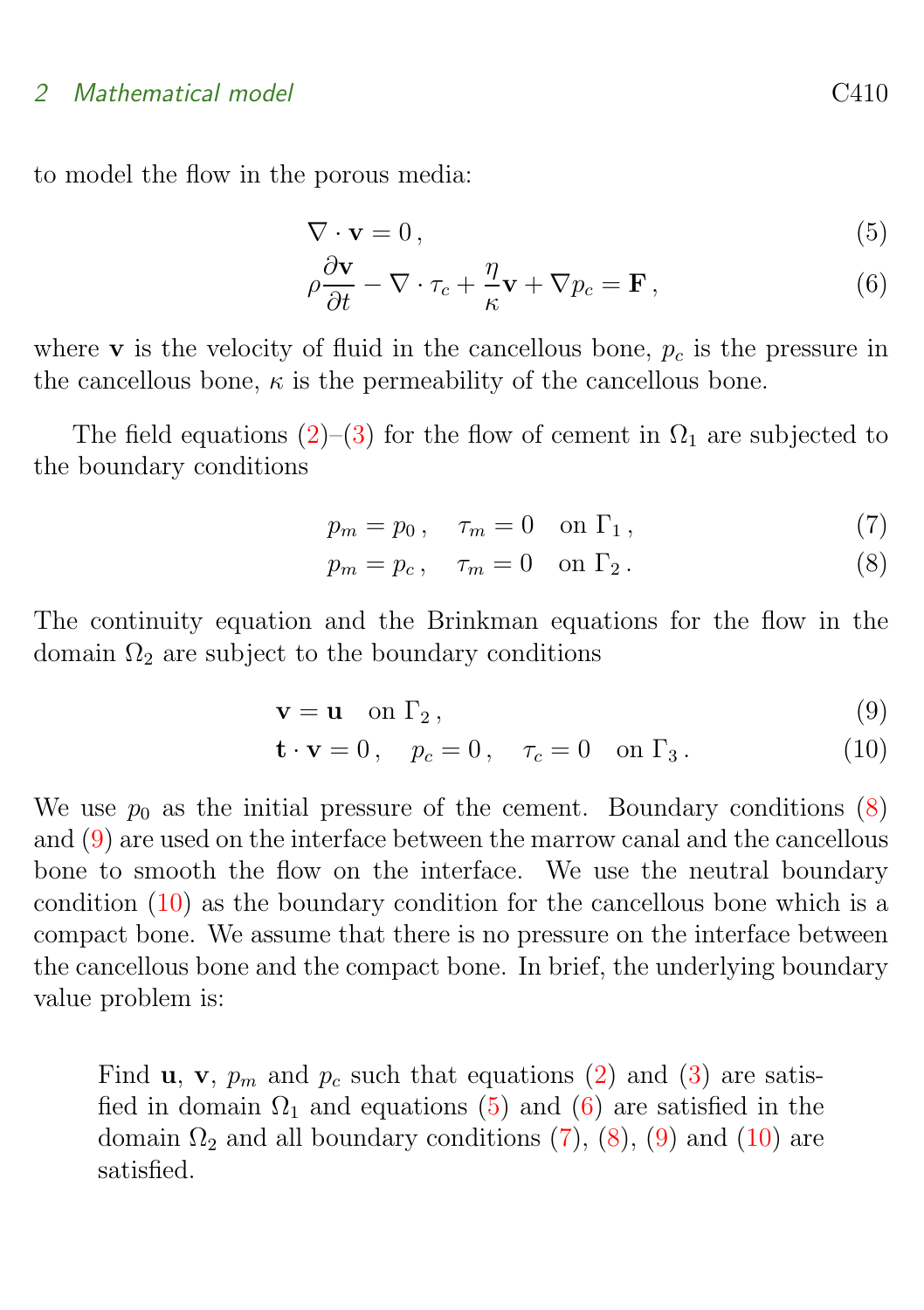to model the flow in the porous media:

$$\nabla \cdot \mathbf{v} = 0\,, \tag{5}$$

$$\rho \frac{\partial \mathbf{v}}{\partial t} - \nabla \cdot \tau_c + \frac{\eta}{\kappa}\mathbf{v} + \nabla p_c = \mathbf{F}\,, \tag{6}$$

where $\mathbf{v}$ is the velocity of fluid in the cancellous bone, $p_c$ is the pressure in the cancellous bone, $\kappa$ is the permeability of the cancellous bone.

The field equations (2)–(3) for the flow of cement in $\Omega_1$ are subjected to the boundary conditions

$$p_m = p_0\,, \quad \tau_m = 0 \quad \text{on } \Gamma_1\,, \tag{7}$$

$$p_m = p_c\,, \quad \tau_m = 0 \quad \text{on } \Gamma_2\,. \tag{8}$$

The continuity equation and the Brinkman equations for the flow in the domain $\Omega_2$ are subject to the boundary conditions

$$\mathbf{v} = \mathbf{u} \quad \text{on } \Gamma_2\,, \tag{9}$$

$$\mathbf{t} \cdot \mathbf{v} = 0\,, \quad p_c = 0\,, \quad \tau_c = 0 \quad \text{on } \Gamma_3\,. \tag{10}$$

We use $p_0$ as the initial pressure of the cement. Boundary conditions (8) and (9) are used on the interface between the marrow canal and the cancellous bone to smooth the flow on the interface. We use the neutral boundary condition (10) as the boundary condition for the cancellous bone which is a compact bone. We assume that there is no pressure on the interface between the cancellous bone and the compact bone. In brief, the underlying boundary value problem is:

> Find $\mathbf{u}$, $\mathbf{v}$, $p_m$ and $p_c$ such that equations (2) and (3) are satisfied in domain $\Omega_1$ and equations (5) and (6) are satisfied in the domain $\Omega_2$ and all boundary conditions (7), (8), (9) and (10) are satisfied.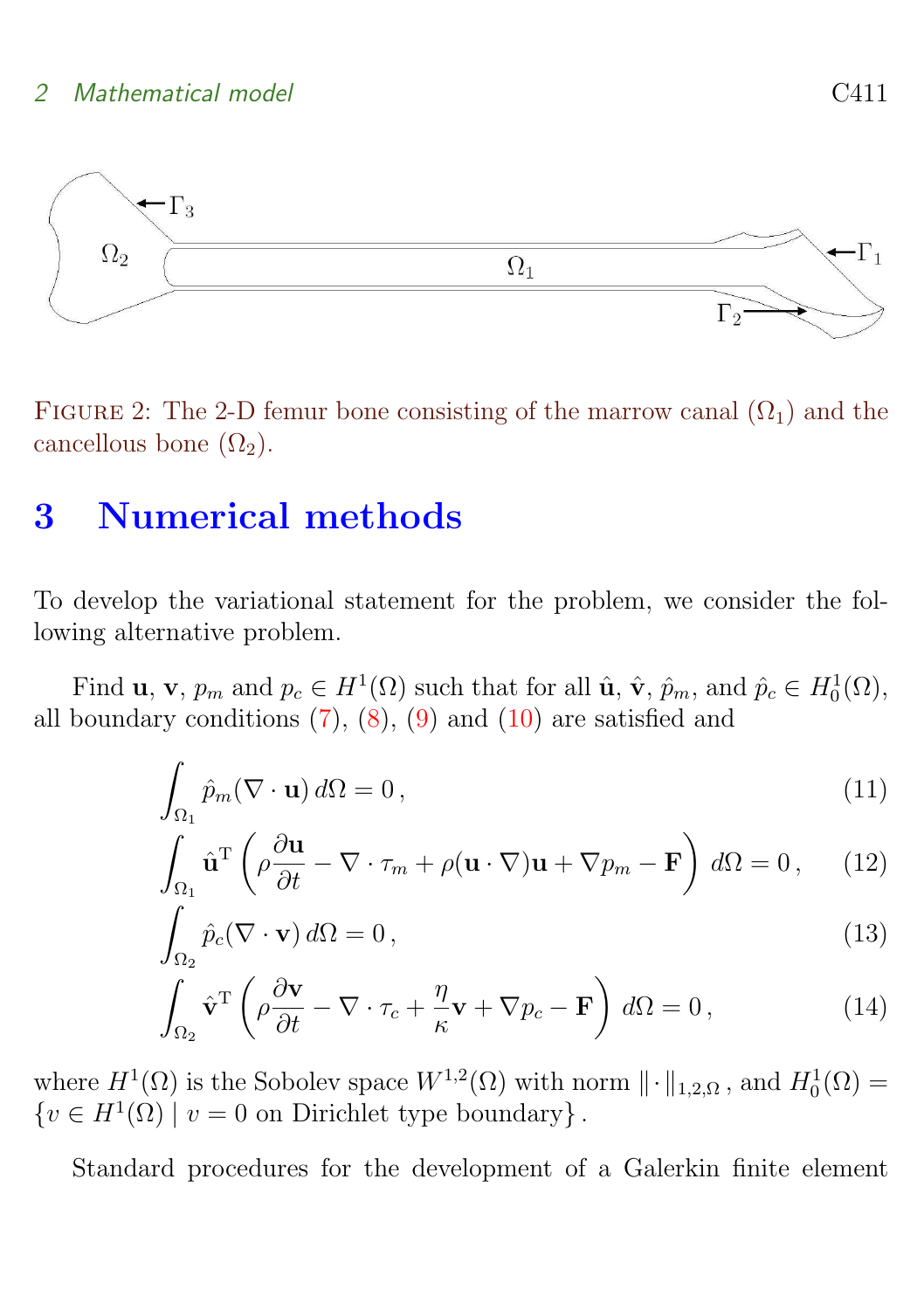Figure 2: The 2-D femur bone consisting of the marrow canal ($\Omega_1$) and the cancellous bone ($\Omega_2$).

# 3 Numerical methods

To develop the variational statement for the problem, we consider the following alternative problem.

Find $\mathbf{u}$, $\mathbf{v}$, $p_m$ and $p_c \in H^1(\Omega)$ such that for all $\hat{\mathbf{u}}$, $\hat{\mathbf{v}}$, $\hat{p}_m$, and $\hat{p}_c \in H_0^1(\Omega)$, all boundary conditions (7), (8), (9) and (10) are satisfied and

$$\int_{\Omega_1} \hat{p}_m (\nabla \cdot \mathbf{u}) \, d\Omega = 0 \,, \tag{11}$$

$$\int_{\Omega_1} \hat{\mathbf{u}}^{\mathrm{T}} \left( \rho \frac{\partial \mathbf{u}}{\partial t} - \nabla \cdot \tau_m + \rho (\mathbf{u} \cdot \nabla) \mathbf{u} + \nabla p_m - \mathbf{F} \right) d\Omega = 0 \,, \tag{12}$$

$$\int_{\Omega_2} \hat{p}_c (\nabla \cdot \mathbf{v}) \, d\Omega = 0 \,, \tag{13}$$

$$\int_{\Omega_2} \hat{\mathbf{v}}^{\mathrm{T}} \left( \rho \frac{\partial \mathbf{v}}{\partial t} - \nabla \cdot \tau_c + \frac{\eta}{\kappa} \mathbf{v} + \nabla p_c - \mathbf{F} \right) d\Omega = 0 \,, \tag{14}$$

where $H^1(\Omega)$ is the Sobolev space $W^{1,2}(\Omega)$ with norm $\|\cdot\|_{1,2,\Omega}$, and $H_0^1(\Omega) = \{v \in H^1(\Omega) \mid v = 0 \text{ on Dirichlet type boundary}\}$.

Standard procedures for the development of a Galerkin finite element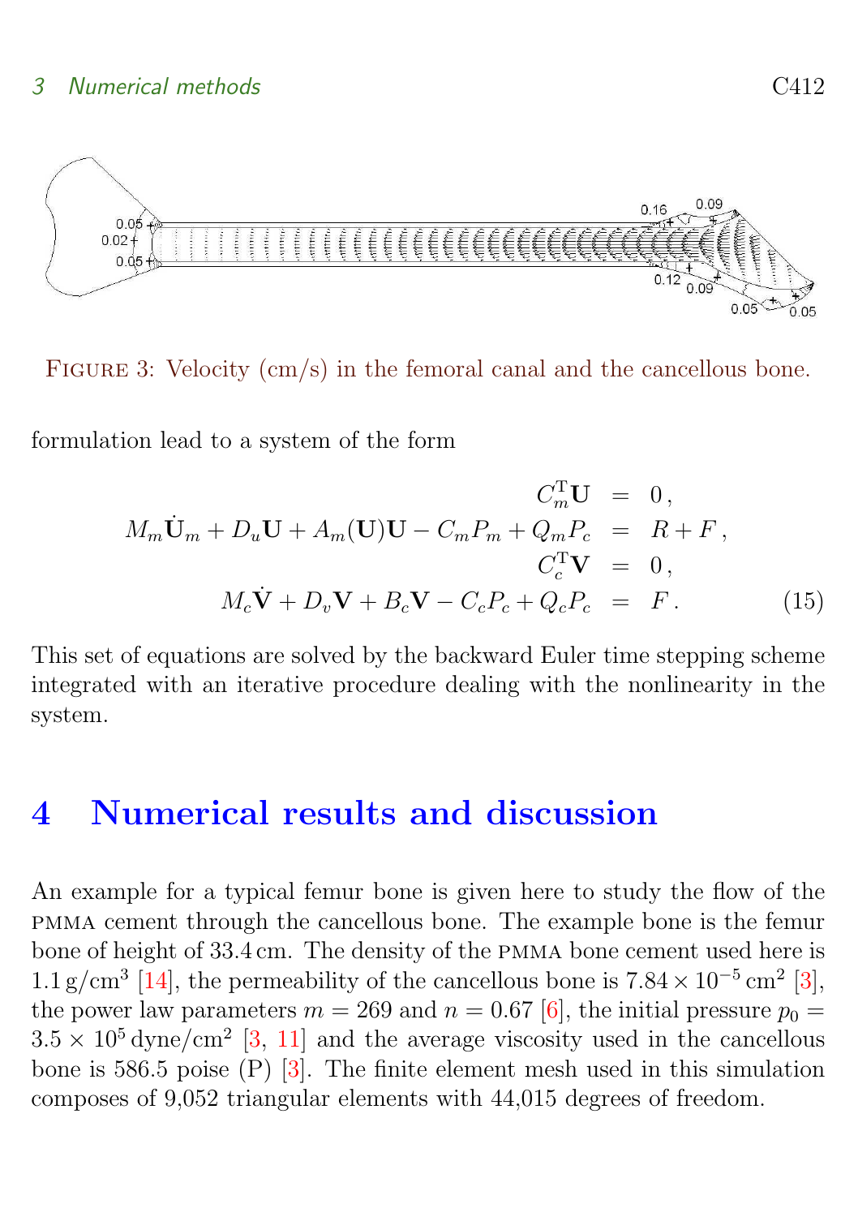FIGURE 3: Velocity (cm/s) in the femoral canal and the cancellous bone.

formulation lead to a system of the form

$$
\begin{aligned}
C_m^{\mathrm{T}}\mathbf{U} &= 0\,,\\
M_m\dot{\mathbf{U}}_m + D_u\mathbf{U} + A_m(\mathbf{U})\mathbf{U} - C_mP_m + Q_mP_c &= R + F\,,\\
C_c^{\mathrm{T}}\mathbf{V} &= 0\,,\\
M_c\dot{\mathbf{V}} + D_v\mathbf{V} + B_c\mathbf{V} - C_cP_c + Q_cP_c &= F\,.
\end{aligned}
\tag{15}
$$

This set of equations are solved by the backward Euler time stepping scheme integrated with an iterative procedure dealing with the nonlinearity in the system.

# 4 Numerical results and discussion

An example for a typical femur bone is given here to study the flow of the PMMA cement through the cancellous bone. The example bone is the femur bone of height of 33.4 cm. The density of the PMMA bone cement used here is $1.1\,\mathrm{g/cm^3}$ [14], the permeability of the cancellous bone is $7.84\times10^{-5}\,\mathrm{cm^2}$ [3], the power law parameters $m = 269$ and $n = 0.67$ [6], the initial pressure $p_0 = 3.5\times10^5\,\mathrm{dyne/cm^2}$ [3, 11] and the average viscosity used in the cancellous bone is 586.5 poise (P) [3]. The finite element mesh used in this simulation composes of 9,052 triangular elements with 44,015 degrees of freedom.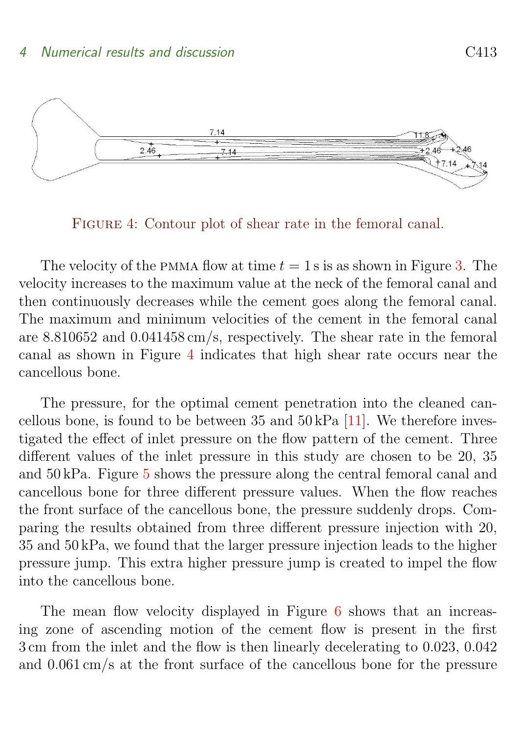FIGURE 4: Contour plot of shear rate in the femoral canal.

The velocity of the PMMA flow at time $t = 1\,\mathrm{s}$ is as shown in Figure 3. The velocity increases to the maximum value at the neck of the femoral canal and then continuously decreases while the cement goes along the femoral canal. The maximum and minimum velocities of the cement in the femoral canal are 8.810652 and 0.041458 cm/s, respectively. The shear rate in the femoral canal as shown in Figure 4 indicates that high shear rate occurs near the cancellous bone.

The pressure, for the optimal cement penetration into the cleaned cancellous bone, is found to be between 35 and 50 kPa [11]. We therefore investigated the effect of inlet pressure on the flow pattern of the cement. Three different values of the inlet pressure in this study are chosen to be 20, 35 and 50 kPa. Figure 5 shows the pressure along the central femoral canal and cancellous bone for three different pressure values. When the flow reaches the front surface of the cancellous bone, the pressure suddenly drops. Comparing the results obtained from three different pressure injection with 20, 35 and 50 kPa, we found that the larger pressure injection leads to the higher pressure jump. This extra higher pressure jump is created to impel the flow into the cancellous bone.

The mean flow velocity displayed in Figure 6 shows that an increasing zone of ascending motion of the cement flow is present in the first 3 cm from the inlet and the flow is then linearly decelerating to 0.023, 0.042 and 0.061 cm/s at the front surface of the cancellous bone for the pressure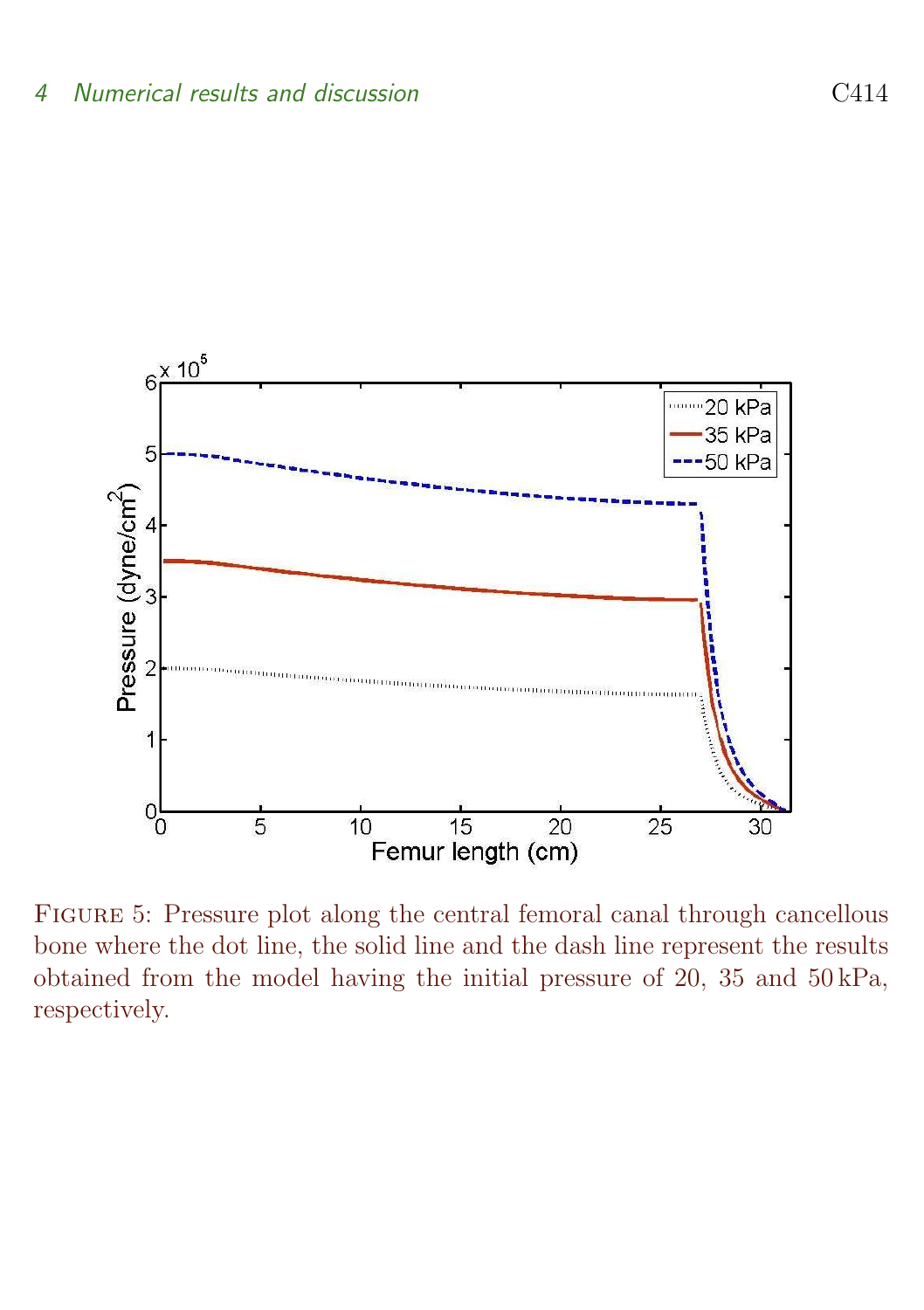FIGURE 5: Pressure plot along the central femoral canal through cancellous bone where the dot line, the solid line and the dash line represent the results obtained from the model having the initial pressure of 20, 35 and 50 kPa, respectively.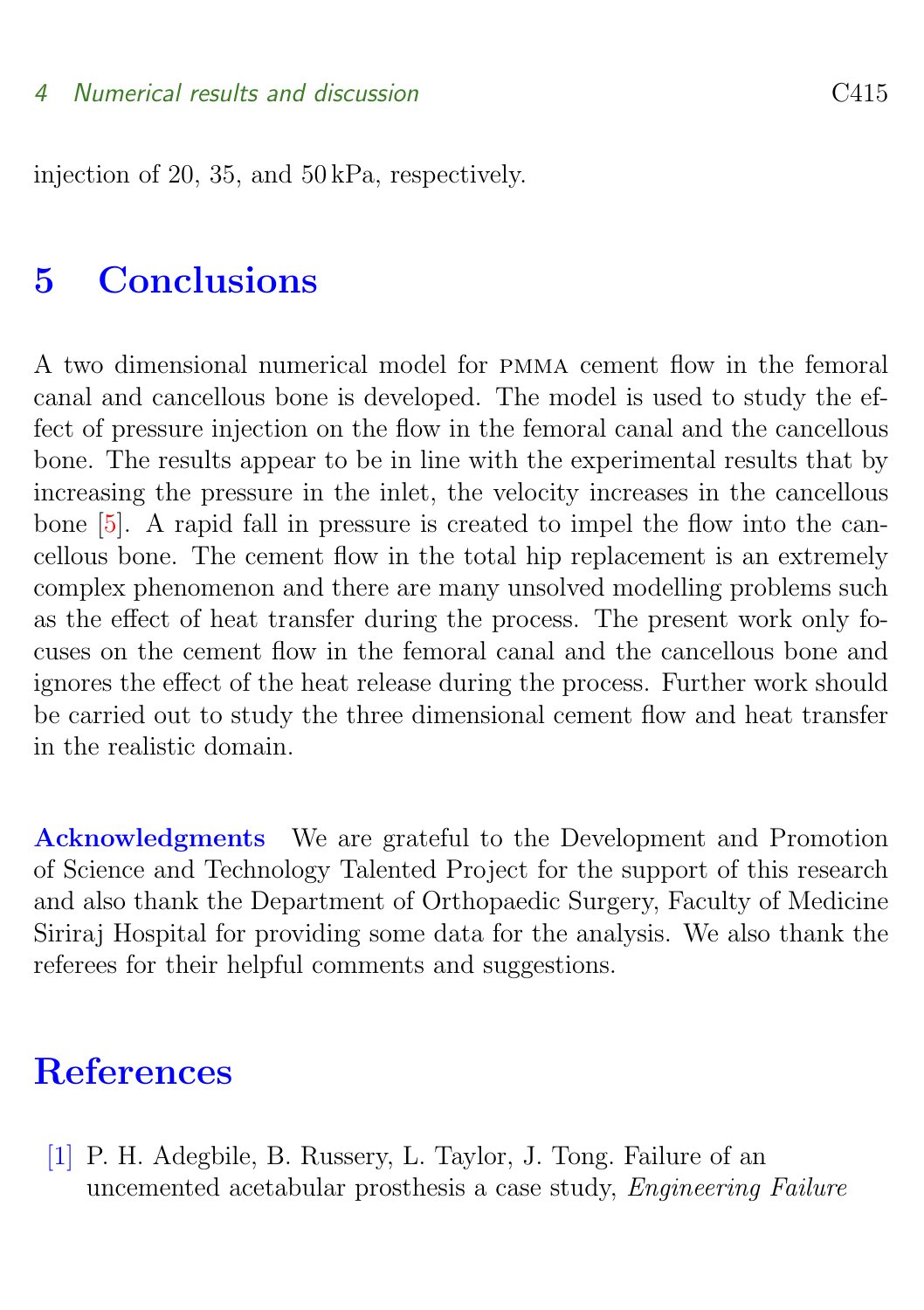injection of 20, 35, and 50 kPa, respectively.

# 5 Conclusions

A two dimensional numerical model for PMMA cement flow in the femoral canal and cancellous bone is developed. The model is used to study the effect of pressure injection on the flow in the femoral canal and the cancellous bone. The results appear to be in line with the experimental results that by increasing the pressure in the inlet, the velocity increases in the cancellous bone [5]. A rapid fall in pressure is created to impel the flow into the cancellous bone. The cement flow in the total hip replacement is an extremely complex phenomenon and there are many unsolved modelling problems such as the effect of heat transfer during the process. The present work only focuses on the cement flow in the femoral canal and the cancellous bone and ignores the effect of the heat release during the process. Further work should be carried out to study the three dimensional cement flow and heat transfer in the realistic domain.

**Acknowledgments** We are grateful to the Development and Promotion of Science and Technology Talented Project for the support of this research and also thank the Department of Orthopaedic Surgery, Faculty of Medicine Siriraj Hospital for providing some data for the analysis. We also thank the referees for their helpful comments and suggestions.

# References

[1] P. H. Adegbile, B. Russery, L. Taylor, J. Tong. Failure of an uncemented acetabular prosthesis a case study, *Engineering Failure*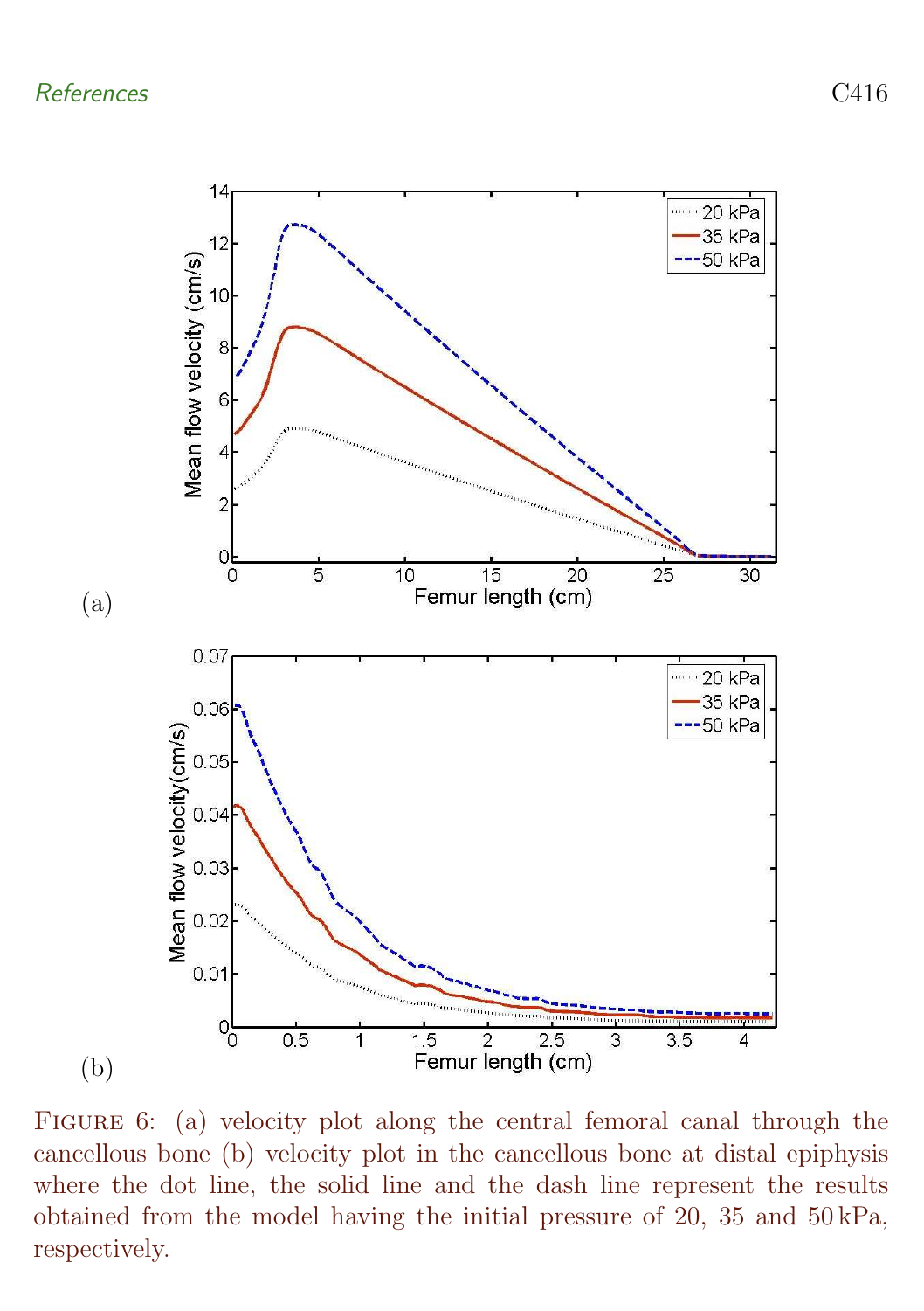Figure 6: (a) velocity plot along the central femoral canal through the cancellous bone (b) velocity plot in the cancellous bone at distal epiphysis where the dot line, the solid line and the dash line represent the results obtained from the model having the initial pressure of 20, 35 and 50 kPa, respectively.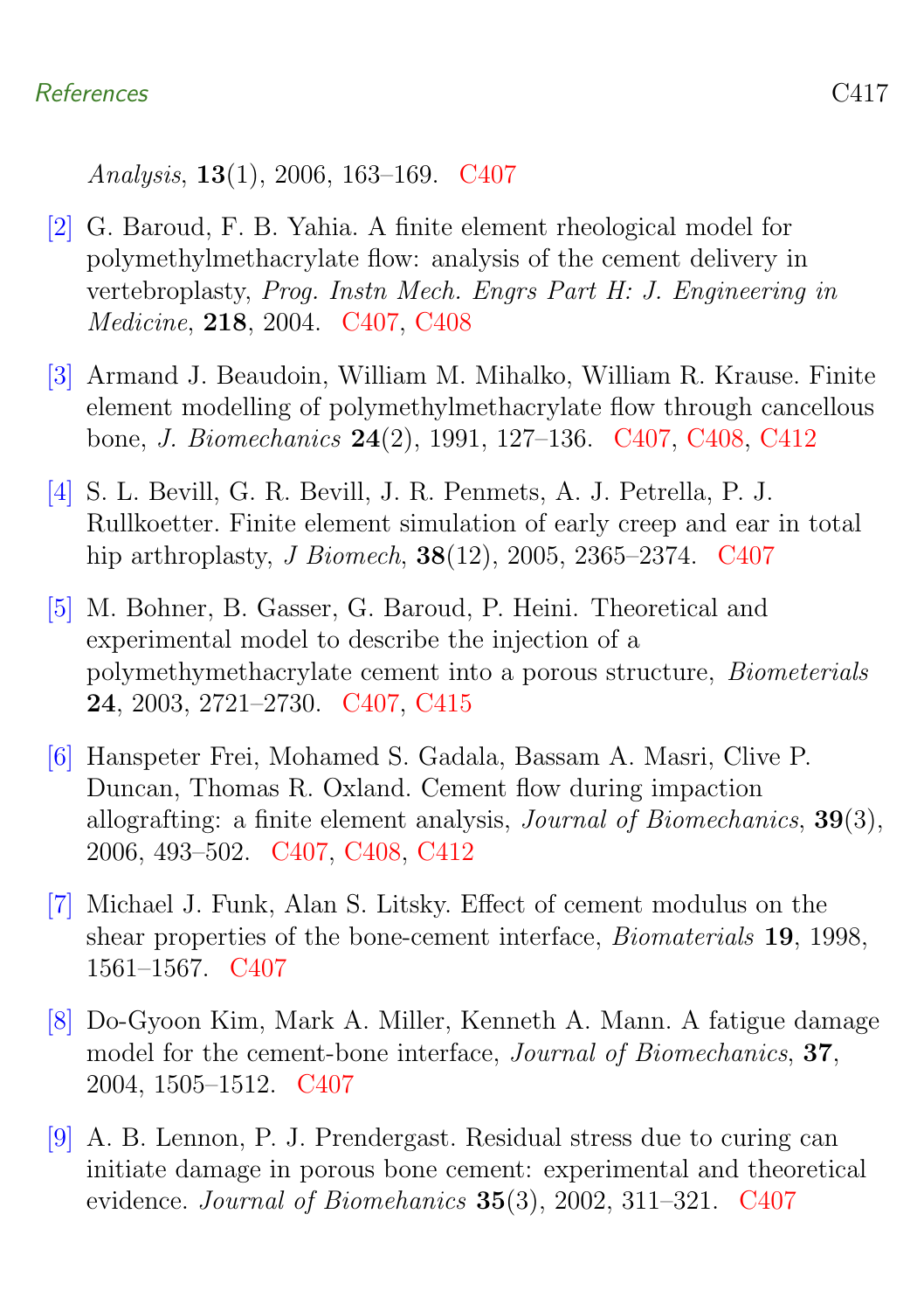*Analysis*, **13**(1), 2006, 163–169. C407

[2] G. Baroud, F. B. Yahia. A finite element rheological model for polymethylmethacrylate flow: analysis of the cement delivery in vertebroplasty, *Prog. Instn Mech. Engrs Part H: J. Engineering in Medicine*, **218**, 2004. C407, C408

[3] Armand J. Beaudoin, William M. Mihalko, William R. Krause. Finite element modelling of polymethylmethacrylate flow through cancellous bone, *J. Biomechanics* **24**(2), 1991, 127–136. C407, C408, C412

[4] S. L. Bevill, G. R. Bevill, J. R. Penmets, A. J. Petrella, P. J. Rullkoetter. Finite element simulation of early creep and ear in total hip arthroplasty, *J Biomech*, **38**(12), 2005, 2365–2374. C407

[5] M. Bohner, B. Gasser, G. Baroud, P. Heini. Theoretical and experimental model to describe the injection of a polymethymethacrylate cement into a porous structure, *Biometerials* **24**, 2003, 2721–2730. C407, C415

[6] Hanspeter Frei, Mohamed S. Gadala, Bassam A. Masri, Clive P. Duncan, Thomas R. Oxland. Cement flow during impaction allografting: a finite element analysis, *Journal of Biomechanics*, **39**(3), 2006, 493–502. C407, C408, C412

[7] Michael J. Funk, Alan S. Litsky. Effect of cement modulus on the shear properties of the bone-cement interface, *Biomaterials* **19**, 1998, 1561–1567. C407

[8] Do-Gyoon Kim, Mark A. Miller, Kenneth A. Mann. A fatigue damage model for the cement-bone interface, *Journal of Biomechanics*, **37**, 2004, 1505–1512. C407

[9] A. B. Lennon, P. J. Prendergast. Residual stress due to curing can initiate damage in porous bone cement: experimental and theoretical evidence. *Journal of Biomehanics* **35**(3), 2002, 311–321. C407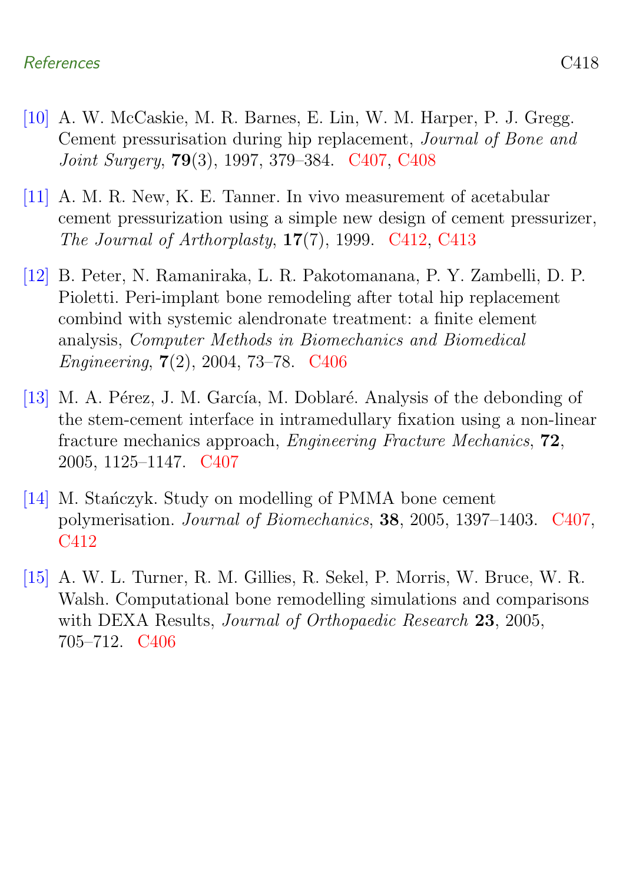[10] A. W. McCaskie, M. R. Barnes, E. Lin, W. M. Harper, P. J. Gregg. Cement pressurisation during hip replacement, *Journal of Bone and Joint Surgery*, **79**(3), 1997, 379–384. C407, C408

[11] A. M. R. New, K. E. Tanner. In vivo measurement of acetabular cement pressurization using a simple new design of cement pressurizer, *The Journal of Arthorplasty*, **17**(7), 1999. C412, C413

[12] B. Peter, N. Ramaniraka, L. R. Pakotomanana, P. Y. Zambelli, D. P. Pioletti. Peri-implant bone remodeling after total hip replacement combind with systemic alendronate treatment: a finite element analysis, *Computer Methods in Biomechanics and Biomedical Engineering*, **7**(2), 2004, 73–78. C406

[13] M. A. Pérez, J. M. García, M. Doblaré. Analysis of the debonding of the stem-cement interface in intramedullary fixation using a non-linear fracture mechanics approach, *Engineering Fracture Mechanics*, **72**, 2005, 1125–1147. C407

[14] M. Stańczyk. Study on modelling of PMMA bone cement polymerisation. *Journal of Biomechanics*, **38**, 2005, 1397–1403. C407, C412

[15] A. W. L. Turner, R. M. Gillies, R. Sekel, P. Morris, W. Bruce, W. R. Walsh. Computational bone remodelling simulations and comparisons with DEXA Results, *Journal of Orthopaedic Research* **23**, 2005, 705–712. C406